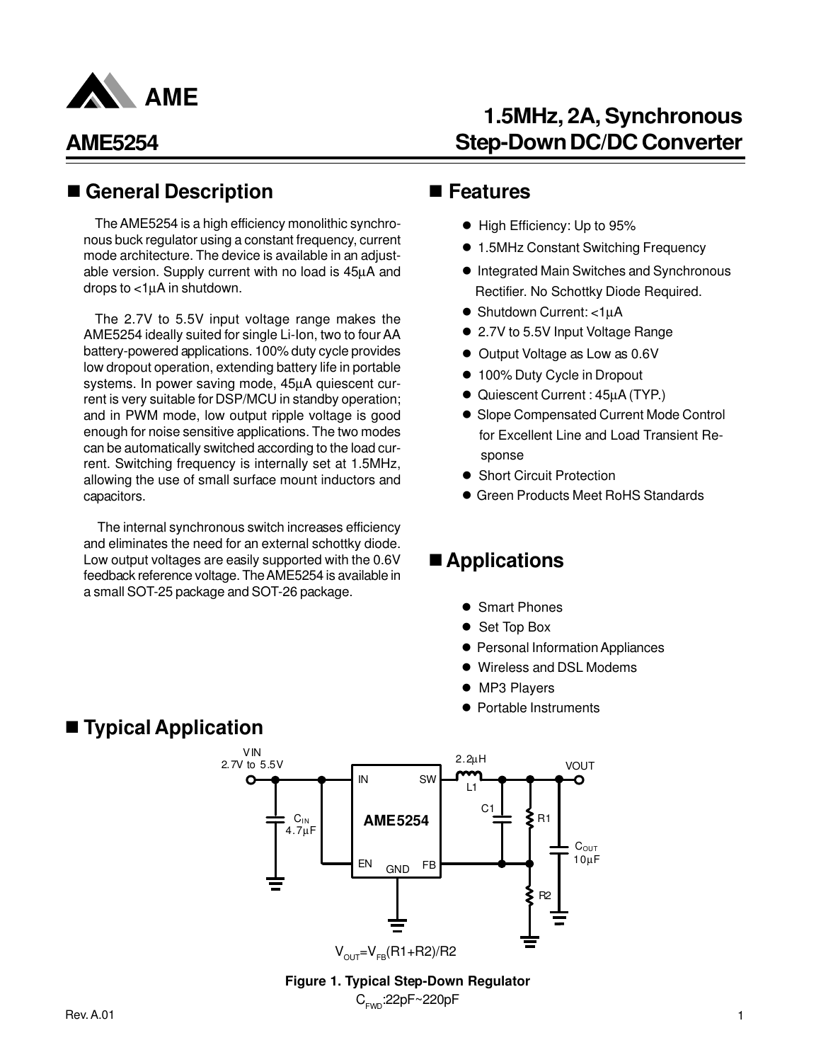# AME5254

## 1.5MHz, 2A, Synchronous Step-Down DC/DC Converter

## ■ General Description

The AME5254 is a high efficiency monolithic synchronous buck regulator using a constant frequency, current mode architecture. The device is available in an adjustable version. Supply current with no load is 45µA and drops to <1µA in shutdown.

The 2.7V to 5.5V input voltage range makes the AME5254 ideally suited for single Li-Ion, two to four AA battery-powered applications. 100% duty cycle provides low dropout operation, extending battery life in portable systems. In power saving mode, 45µA quiescent current is very suitable for DSP/MCU in standby operation; and in PWM mode, low output ripple voltage is good enough for noise sensitive applications. The two modes can be automatically switched according to the load current. Switching frequency is internally set at 1.5MHz, allowing the use of small surface mount inductors and capacitors.

The internal synchronous switch increases efficiency and eliminates the need for an external schottky diode. Low output voltages are easily supported with the 0.6V feedback reference voltage. The AME5254 is available in a small SOT-25 package and SOT-26 package.

## ■ Features

- High Efficiency: Up to 95%
- 1.5MHz Constant Switching Frequency
- Integrated Main Switches and Synchronous Rectifier. No Schottky Diode Required.
- Shutdown Current: <1µA
- 2.7V to 5.5V Input Voltage Range
- Output Voltage as Low as 0.6V
- 100% Duty Cycle in Dropout
- Quiescent Current : 45µA (TYP.)
- Slope Compensated Current Mode Control for Excellent Line and Load Transient Response
- Short Circuit Protection
- Green Products Meet RoHS Standards

## ■ Applications

- Smart Phones
- Set Top Box
- Personal Information Appliances
- Wireless and DSL Modems
- MP3 Players
- Portable Instruments

## ■ Typical Application

VIN 2.7V to 5.5V, $C_{IN}$ 4.7µF, AME5254 (IN, SW, EN, GND, FB), 2.2µH L1, C1, R1, R2, $C_{OUT}$ 10µF, VOUT

$V_{OUT}=V_{FB}(R1+R2)/R2$

**Figure 1. Typical Step-Down Regulator**

$C_{FWD}$:22pF~220pF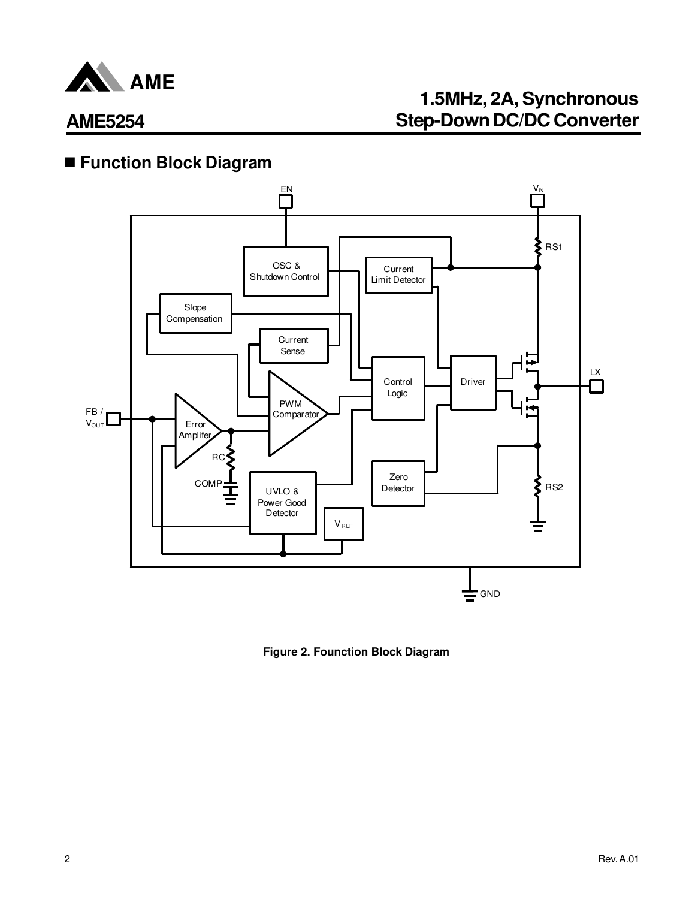## ■ Function Block Diagram

Figure 2. Founction Block Diagram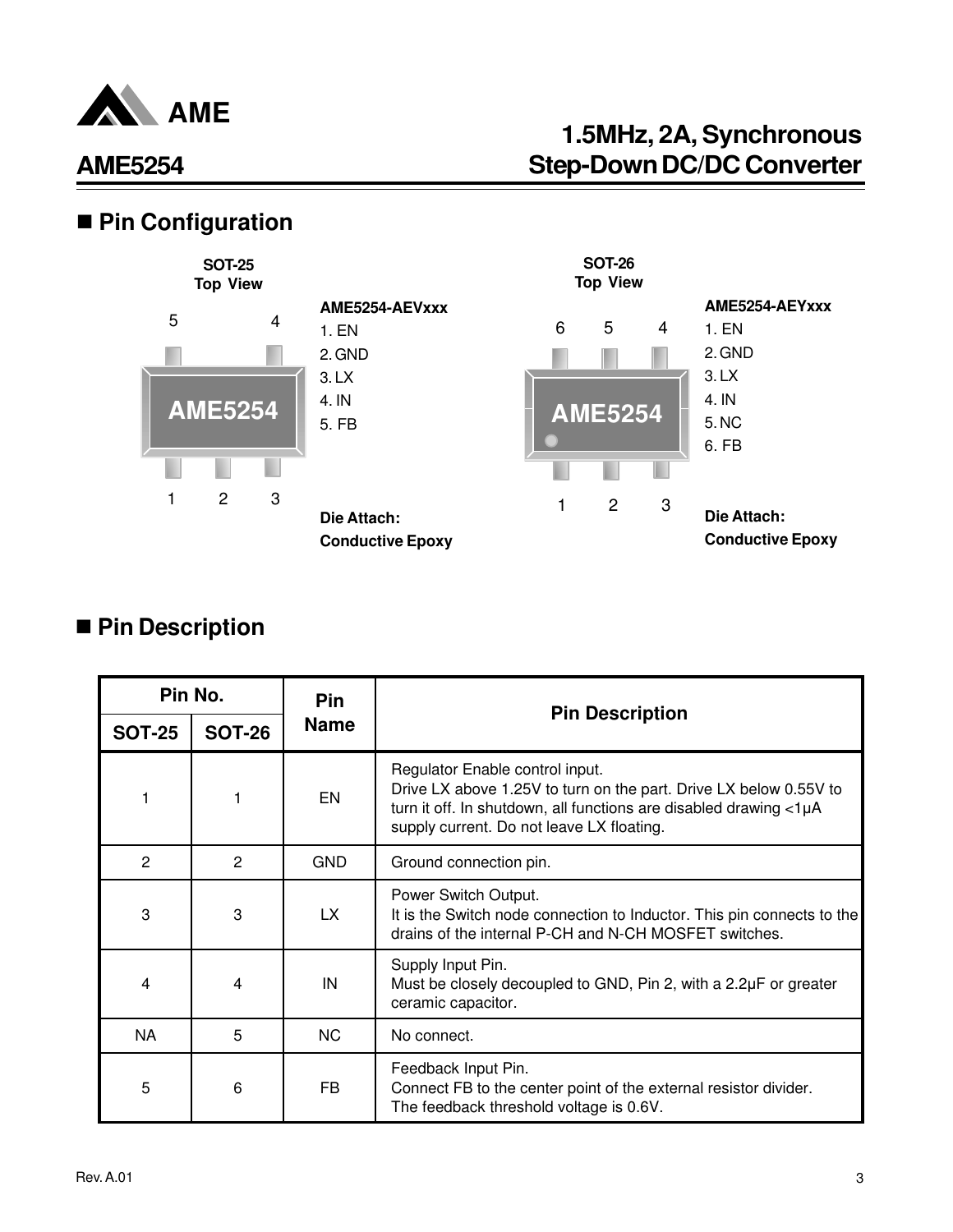## Pin Configuration

**SOT-25**
**Top View**

**AME5254-AEVxxx**

1. EN
2. GND
3. LX
4. IN
5. FB

**Die Attach:**
**Conductive Epoxy**

**SOT-26**
**Top View**

**AME5254-AEYxxx**

1. EN
2. GND
3. LX
4. IN
5. NC
6. FB

**Die Attach:**
**Conductive Epoxy**

## Pin Description

| Pin No. | | Pin Name | Pin Description |
|---|---|---|---|
| SOT-25 | SOT-26 | | |
| 1 | 1 | EN | Regulator Enable control input.<br>Drive LX above 1.25V to turn on the part. Drive LX below 0.55V to turn it off. In shutdown, all functions are disabled drawing <1μA supply current. Do not leave LX floating. |
| 2 | 2 | GND | Ground connection pin. |
| 3 | 3 | LX | Power Switch Output.<br>It is the Switch node connection to Inductor. This pin connects to the drains of the internal P-CH and N-CH MOSFET switches. |
| 4 | 4 | IN | Supply Input Pin.<br>Must be closely decoupled to GND, Pin 2, with a 2.2μF or greater ceramic capacitor. |
| NA | 5 | NC | No connect. |
| 5 | 6 | FB | Feedback Input Pin.<br>Connect FB to the center point of the external resistor divider.<br>The feedback threshold voltage is 0.6V. |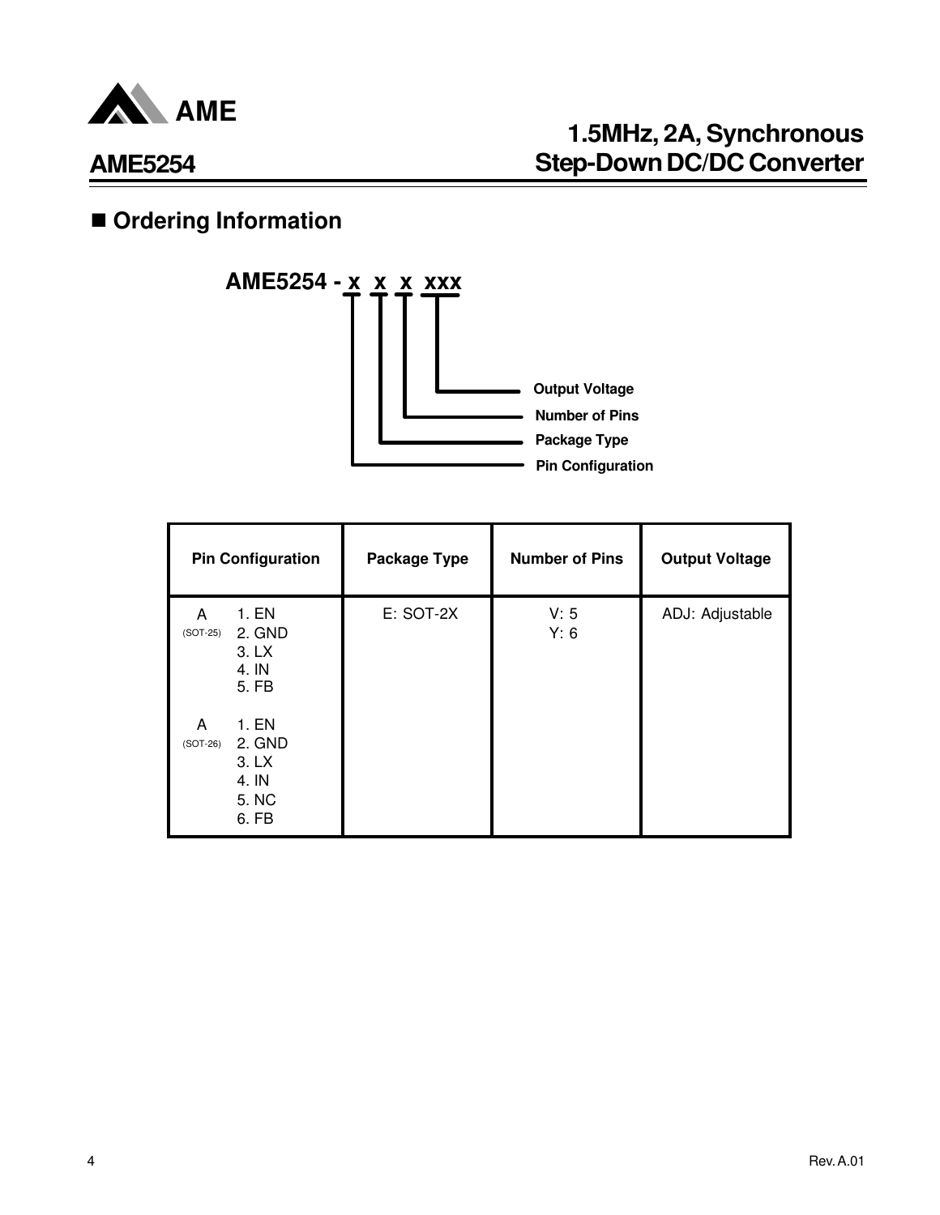## Ordering Information

**AME5254 - x x x xxx**

- x (1st): Pin Configuration
- x (2nd): Package Type
- x (3rd): Number of Pins
- xxx: Output Voltage

| Pin Configuration | Package Type | Number of Pins | Output Voltage |
|---|---|---|---|
| A (SOT-25): 1. EN, 2. GND, 3. LX, 4. IN, 5. FB<br><br>A (SOT-26): 1. EN, 2. GND, 3. LX, 4. IN, 5. NC, 6. FB | E: SOT-2X | V: 5<br>Y: 6 | ADJ: Adjustable |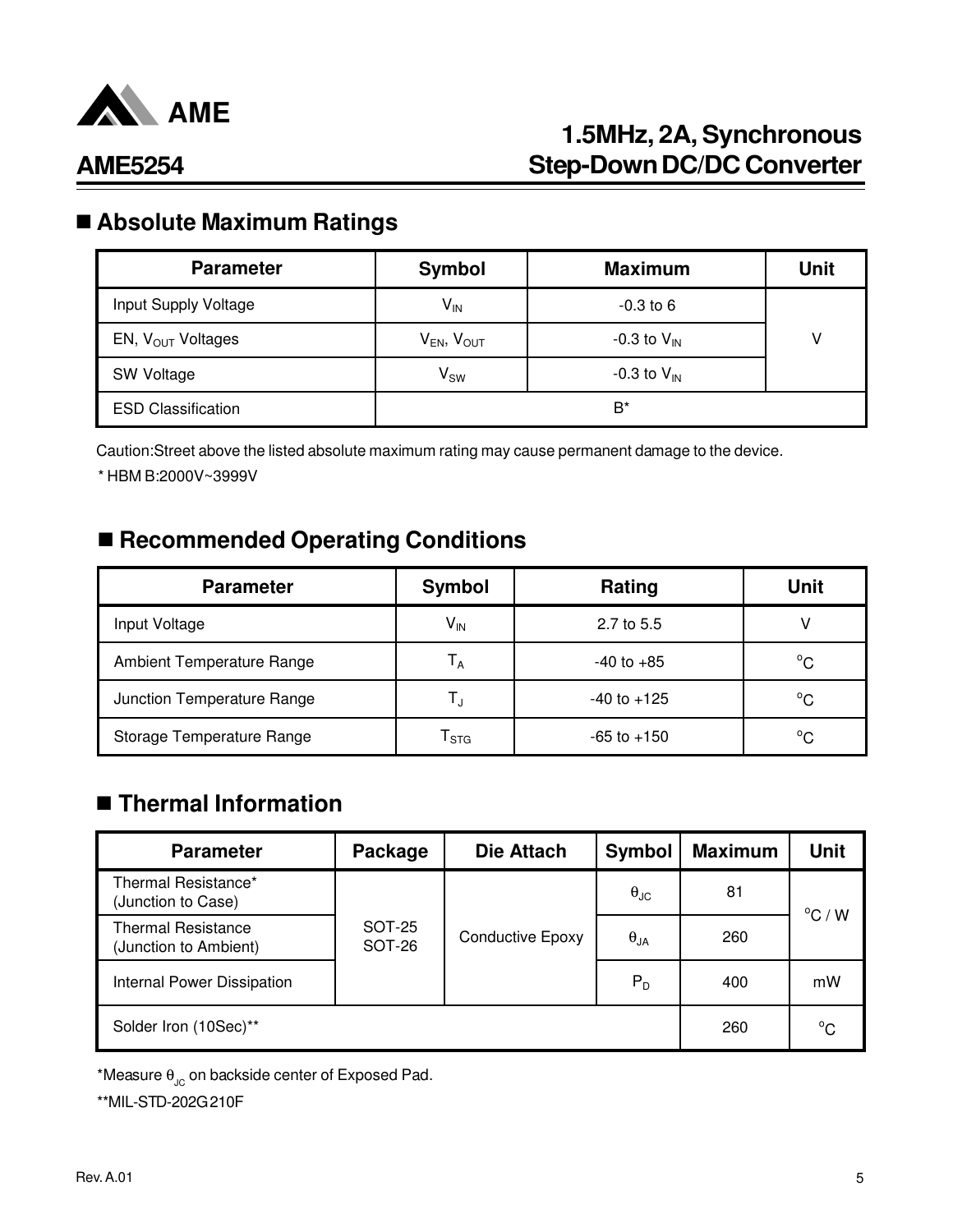## Absolute Maximum Ratings

| Parameter | Symbol | Maximum | Unit |
|---|---|---|---|
| Input Supply Voltage | $V_{IN}$ | -0.3 to 6 | V |
| EN, $V_{OUT}$ Voltages | $V_{EN}$, $V_{OUT}$ | -0.3 to $V_{IN}$ | |
| SW Voltage | $V_{SW}$ | -0.3 to $V_{IN}$ | |
| ESD Classification | B* | | |

Caution:Street above the listed absolute maximum rating may cause permanent damage to the device.

* HBM B:2000V~3999V

## Recommended Operating Conditions

| Parameter | Symbol | Rating | Unit |
|---|---|---|---|
| Input Voltage | $V_{IN}$ | 2.7 to 5.5 | V |
| Ambient Temperature Range | $T_A$ | -40 to +85 | $^oC$ |
| Junction Temperature Range | $T_J$ | -40 to +125 | $^oC$ |
| Storage Temperature Range | $T_{STG}$ | -65 to +150 | $^oC$ |

## Thermal Information

| Parameter | Package | Die Attach | Symbol | Maximum | Unit |
|---|---|---|---|---|---|
| Thermal Resistance* (Junction to Case) | SOT-25 SOT-26 | Conductive Epoxy | $\theta_{JC}$ | 81 | $^oC$ / W |
| Thermal Resistance (Junction to Ambient) | | | $\theta_{JA}$ | 260 | |
| Internal Power Dissipation | | | $P_D$ | 400 | mW |
| Solder Iron (10Sec)** | | | | 260 | $^oC$ |

*Measure $\theta_{JC}$ on backside center of Exposed Pad.

**MIL-STD-202G 210F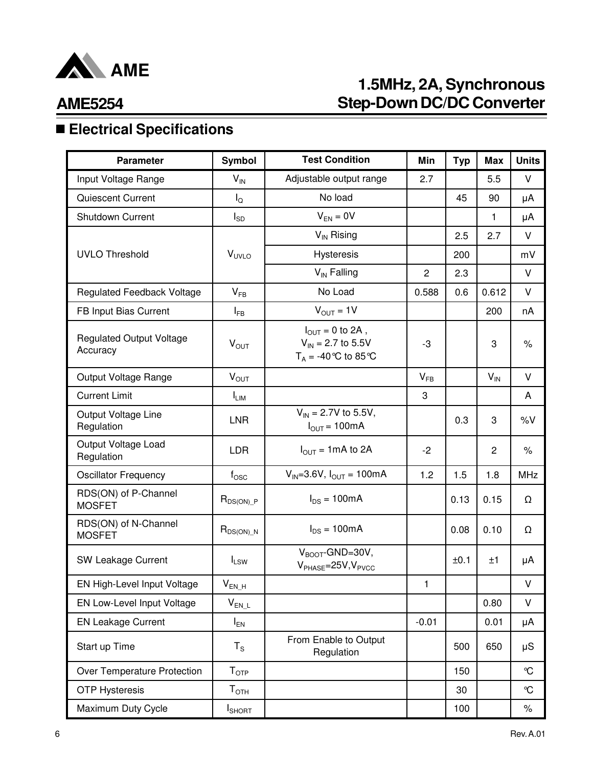## ■ Electrical Specifications

| Parameter | Symbol | Test Condition | Min | Typ | Max | Units |
|---|---|---|---|---|---|---|
| Input Voltage Range | $V_{IN}$ | Adjustable output range | 2.7 | | 5.5 | V |
| Quiescent Current | $I_Q$ | No load | | 45 | 90 | μA |
| Shutdown Current | $I_{SD}$ | $V_{EN}$ = 0V | | | 1 | μA |
| UVLO Threshold | $V_{UVLO}$ | $V_{IN}$ Rising | | 2.5 | 2.7 | V |
| | | Hysteresis | | 200 | | mV |
| | | $V_{IN}$ Falling | 2 | 2.3 | | V |
| Regulated Feedback Voltage | $V_{FB}$ | No Load | 0.588 | 0.6 | 0.612 | V |
| FB Input Bias Current | $I_{FB}$ | $V_{OUT}$ = 1V | | | 200 | nA |
| Regulated Output Voltage Accuracy | $V_{OUT}$ | $I_{OUT}$ = 0 to 2A , $V_{IN}$ = 2.7 to 5.5V $T_A$ = -40℃ to 85℃ | -3 | | 3 | % |
| Output Voltage Range | $V_{OUT}$ | | $V_{FB}$ | | $V_{IN}$ | V |
| Current Limit | $I_{LIM}$ | | 3 | | | A |
| Output Voltage Line Regulation | LNR | $V_{IN}$ = 2.7V to 5.5V, $I_{OUT}$ = 100mA | | 0.3 | 3 | %V |
| Output Voltage Load Regulation | LDR | $I_{OUT}$ = 1mA to 2A | -2 | | 2 | % |
| Oscillator Frequency | $f_{OSC}$ | $V_{IN}$=3.6V, $I_{OUT}$ = 100mA | 1.2 | 1.5 | 1.8 | MHz |
| RDS(ON) of P-Channel MOSFET | $R_{DS(ON)\_P}$ | $I_{DS}$ = 100mA | | 0.13 | 0.15 | Ω |
| RDS(ON) of N-Channel MOSFET | $R_{DS(ON)\_N}$ | $I_{DS}$ = 100mA | | 0.08 | 0.10 | Ω |
| SW Leakage Current | $I_{LSW}$ | $V_{BOOT}$-GND=30V, $V_{PHASE}$=25V,$V_{PVCC}$ | | ±0.1 | ±1 | μA |
| EN High-Level Input Voltage | $V_{EN\_H}$ | | 1 | | | V |
| EN Low-Level Input Voltage | $V_{EN\_L}$ | | | | 0.80 | V |
| EN Leakage Current | $I_{EN}$ | | -0.01 | | 0.01 | μA |
| Start up Time | $T_S$ | From Enable to Output Regulation | | 500 | 650 | μS |
| Over Temperature Protection | $T_{OTP}$ | | | 150 | | ℃ |
| OTP Hysteresis | $T_{OTH}$ | | | 30 | | ℃ |
| Maximum Duty Cycle | $I_{SHORT}$ | | | 100 | | % |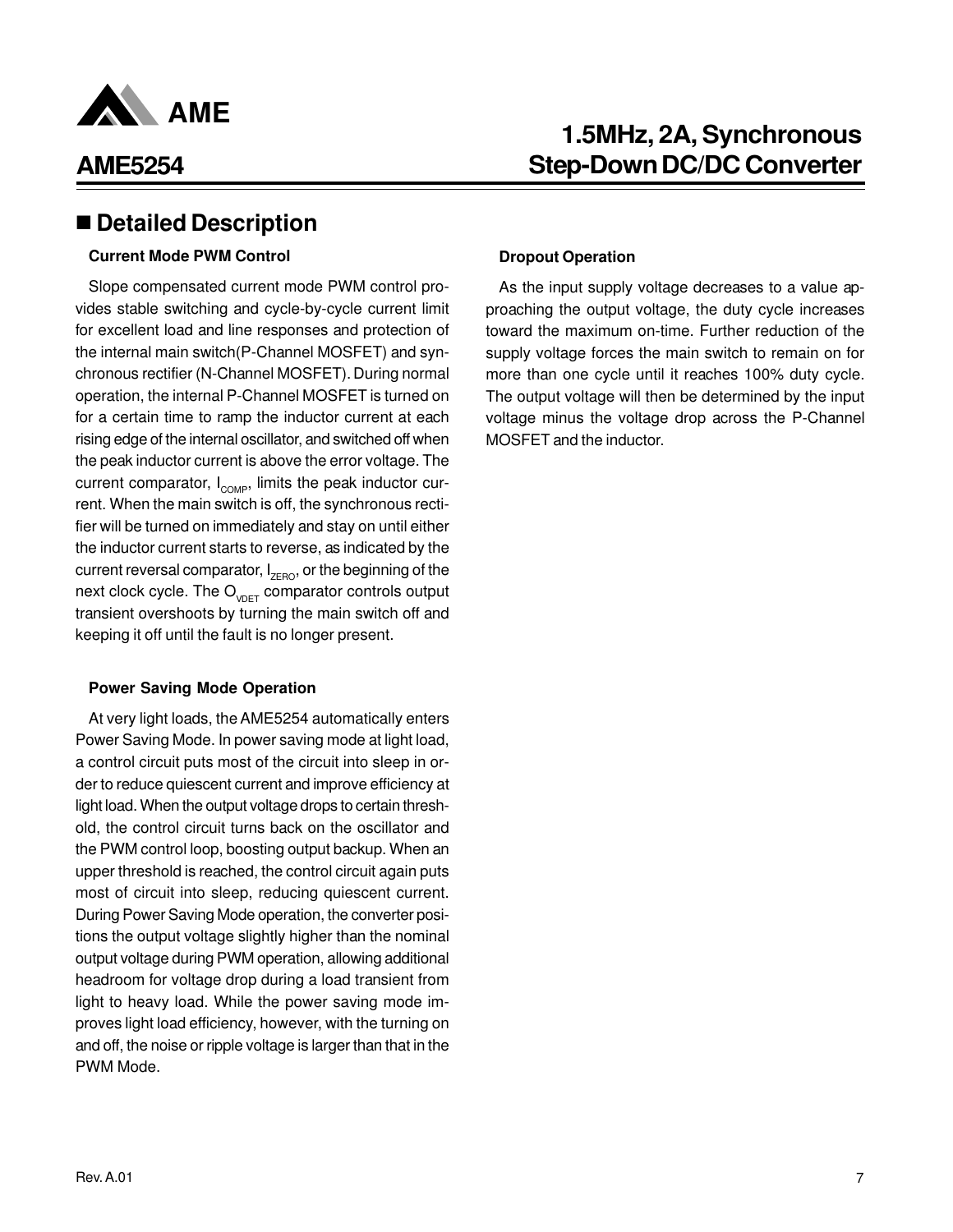## ■ Detailed Description

### Current Mode PWM Control

Slope compensated current mode PWM control provides stable switching and cycle-by-cycle current limit for excellent load and line responses and protection of the internal main switch(P-Channel MOSFET) and synchronous rectifier (N-Channel MOSFET). During normal operation, the internal P-Channel MOSFET is turned on for a certain time to ramp the inductor current at each rising edge of the internal oscillator, and switched off when the peak inductor current is above the error voltage. The current comparator, $I_{COMP}$, limits the peak inductor current. When the main switch is off, the synchronous rectifier will be turned on immediately and stay on until either the inductor current starts to reverse, as indicated by the current reversal comparator, $I_{ZERO}$, or the beginning of the next clock cycle. The $O_{VDET}$ comparator controls output transient overshoots by turning the main switch off and keeping it off until the fault is no longer present.

### Power Saving Mode Operation

At very light loads, the AME5254 automatically enters Power Saving Mode. In power saving mode at light load, a control circuit puts most of the circuit into sleep in order to reduce quiescent current and improve efficiency at light load. When the output voltage drops to certain threshold, the control circuit turns back on the oscillator and the PWM control loop, boosting output backup. When an upper threshold is reached, the control circuit again puts most of circuit into sleep, reducing quiescent current. During Power Saving Mode operation, the converter positions the output voltage slightly higher than the nominal output voltage during PWM operation, allowing additional headroom for voltage drop during a load transient from light to heavy load. While the power saving mode improves light load efficiency, however, with the turning on and off, the noise or ripple voltage is larger than that in the PWM Mode.

### Dropout Operation

As the input supply voltage decreases to a value approaching the output voltage, the duty cycle increases toward the maximum on-time. Further reduction of the supply voltage forces the main switch to remain on for more than one cycle until it reaches 100% duty cycle. The output voltage will then be determined by the input voltage minus the voltage drop across the P-Channel MOSFET and the inductor.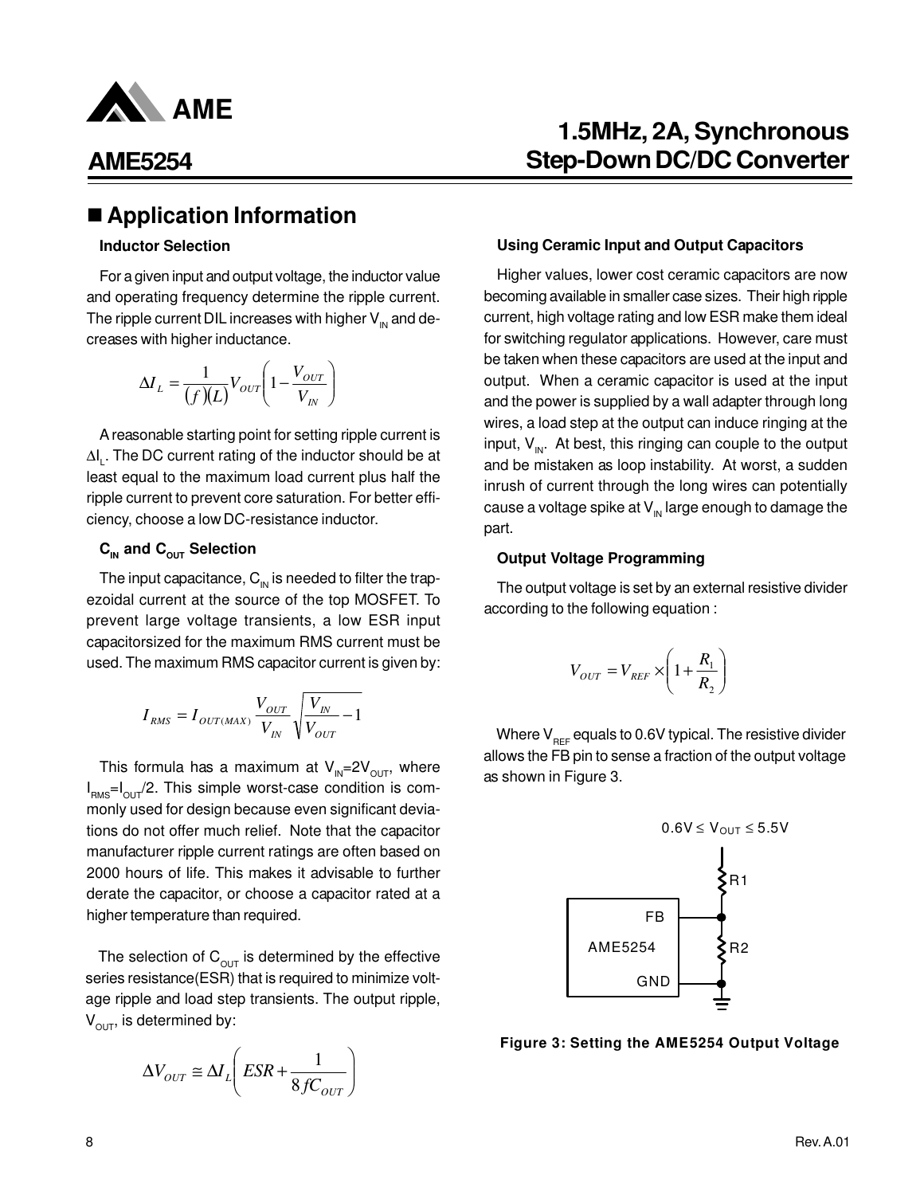## Application Information

### Inductor Selection

For a given input and output voltage, the inductor value and operating frequency determine the ripple current. The ripple current DIL increases with higher $V_{IN}$ and decreases with higher inductance.

$$\Delta I_L = \frac{1}{(f)(L)} V_{OUT}\left(1 - \frac{V_{OUT}}{V_{IN}}\right)$$

A reasonable starting point for setting ripple current is $\Delta I_L$. The DC current rating of the inductor should be at least equal to the maximum load current plus half the ripple current to prevent core saturation. For better efficiency, choose a low DC-resistance inductor.

### $C_{IN}$ and $C_{OUT}$ Selection

The input capacitance, $C_{IN}$ is needed to filter the trapezoidal current at the source of the top MOSFET. To prevent large voltage transients, a low ESR input capacitorsized for the maximum RMS current must be used. The maximum RMS capacitor current is given by:

$$I_{RMS} = I_{OUT(MAX)} \frac{V_{OUT}}{V_{IN}} \sqrt{\frac{V_{IN}}{V_{OUT}} - 1}$$

This formula has a maximum at $V_{IN}$=2$V_{OUT}$, where $I_{RMS}$=$I_{OUT}$/2. This simple worst-case condition is commonly used for design because even significant deviations do not offer much relief. Note that the capacitor manufacturer ripple current ratings are often based on 2000 hours of life. This makes it advisable to further derate the capacitor, or choose a capacitor rated at a higher temperature than required.

The selection of $C_{OUT}$ is determined by the effective series resistance(ESR) that is required to minimize voltage ripple and load step transients. The output ripple, $V_{OUT}$, is determined by:

$$\Delta V_{OUT} \cong \Delta I_L \left(ESR + \frac{1}{8 f C_{OUT}}\right)$$

### Using Ceramic Input and Output Capacitors

Higher values, lower cost ceramic capacitors are now becoming available in smaller case sizes. Their high ripple current, high voltage rating and low ESR make them ideal for switching regulator applications. However, care must be taken when these capacitors are used at the input and output. When a ceramic capacitor is used at the input and the power is supplied by a wall adapter through long wires, a load step at the output can induce ringing at the input, $V_{IN}$. At best, this ringing can couple to the output and be mistaken as loop instability. At worst, a sudden inrush of current through the long wires can potentially cause a voltage spike at $V_{IN}$ large enough to damage the part.

### Output Voltage Programming

The output voltage is set by an external resistive divider according to the following equation :

$$V_{OUT} = V_{REF} \times \left(1 + \frac{R_1}{R_2}\right)$$

Where $V_{REF}$ equals to 0.6V typical. The resistive divider allows the FB pin to sense a fraction of the output voltage as shown in Figure 3.

$0.6V \le V_{OUT} \le 5.5V$

R1

FB

AME5254

R2

GND

**Figure 3: Setting the AME5254 Output Voltage**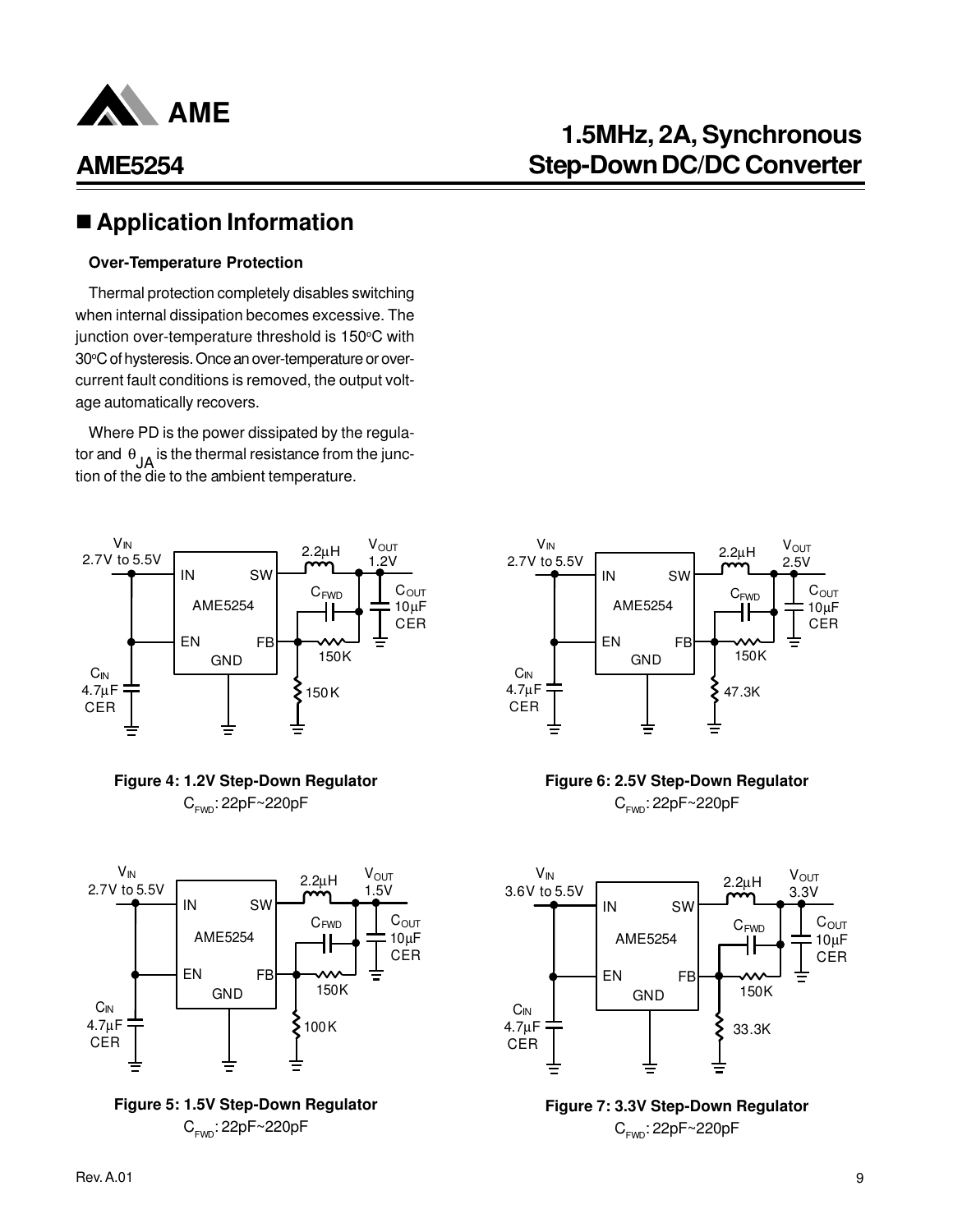## ■ Application Information

**Over-Temperature Protection**

Thermal protection completely disables switching when internal dissipation becomes excessive. The junction over-temperature threshold is 150°C with 30°C of hysteresis. Once an over-temperature or over-current fault conditions is removed, the output voltage automatically recovers.

Where PD is the power dissipated by the regulator and $\theta_{JA}$ is the thermal resistance from the junction of the die to the ambient temperature.

**Figure 4: 1.2V Step-Down Regulator**

$C_{FWD}$: 22pF~220pF

**Figure 5: 1.5V Step-Down Regulator**

$C_{FWD}$: 22pF~220pF

**Figure 6: 2.5V Step-Down Regulator**

$C_{FWD}$: 22pF~220pF

**Figure 7: 3.3V Step-Down Regulator**

$C_{FWD}$: 22pF~220pF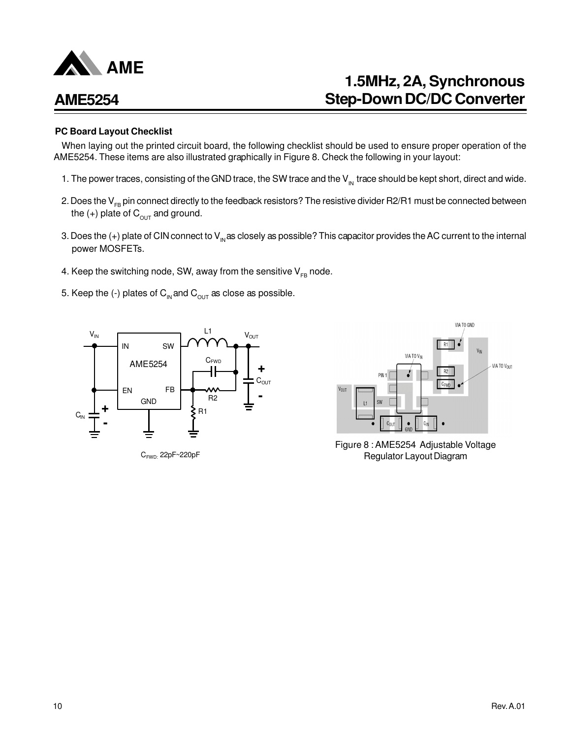## PC Board Layout Checklist

When laying out the printed circuit board, the following checklist should be used to ensure proper operation of the AME5254. These items are also illustrated graphically in Figure 8. Check the following in your layout:

1. The power traces, consisting of the GND trace, the SW trace and the $V_{IN}$ trace should be kept short, direct and wide.
2. Does the $V_{FB}$ pin connect directly to the feedback resistors? The resistive divider R2/R1 must be connected between the (+) plate of $C_{OUT}$ and ground.
3. Does the (+) plate of CIN connect to $V_{IN}$ as closely as possible? This capacitor provides the AC current to the internal power MOSFETs.
4. Keep the switching node, SW, away from the sensitive $V_{FB}$ node.
5. Keep the (-) plates of $C_{IN}$ and $C_{OUT}$ as close as possible.

$C_{FWD}$: 22pF~220pF

Figure 8 : AME5254 Adjustable Voltage Regulator Layout Diagram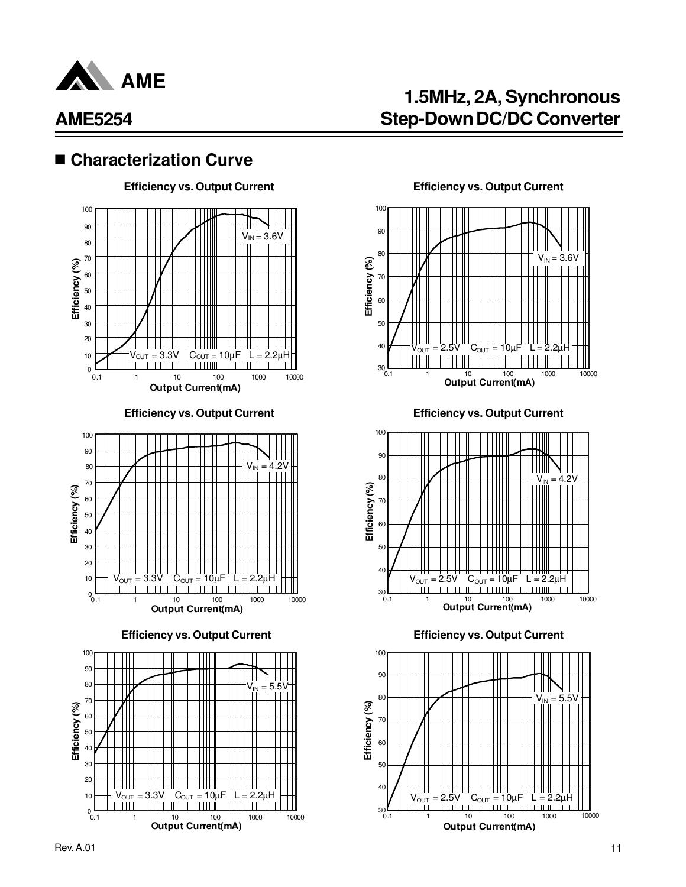## ■ Characterization Curve

**Efficiency vs. Output Current**

Efficiency (%) vs. Output Current(mA); $V_{IN}$ = 3.6V; $V_{OUT}$ = 3.3V, $C_{OUT}$ = 10μF, L = 2.2μH

**Efficiency vs. Output Current**

Efficiency (%) vs. Output Current(mA); $V_{IN}$ = 3.6V; $V_{OUT}$ = 2.5V, $C_{OUT}$ = 10μF, L = 2.2μH

**Efficiency vs. Output Current**

Efficiency (%) vs. Output Current(mA); $V_{IN}$ = 4.2V; $V_{OUT}$ = 3.3V, $C_{OUT}$ = 10μF, L = 2.2μH

**Efficiency vs. Output Current**

Efficiency (%) vs. Output Current(mA); $V_{IN}$ = 4.2V; $V_{OUT}$ = 2.5V, $C_{OUT}$ = 10μF, L = 2.2μH

**Efficiency vs. Output Current**

Efficiency (%) vs. Output Current(mA); $V_{IN}$ = 5.5V; $V_{OUT}$ = 3.3V, $C_{OUT}$ = 10μF, L = 2.2μH

**Efficiency vs. Output Current**

Efficiency (%) vs. Output Current(mA); $V_{IN}$ = 5.5V; $V_{OUT}$ = 2.5V, $C_{OUT}$ = 10μF, L = 2.2μH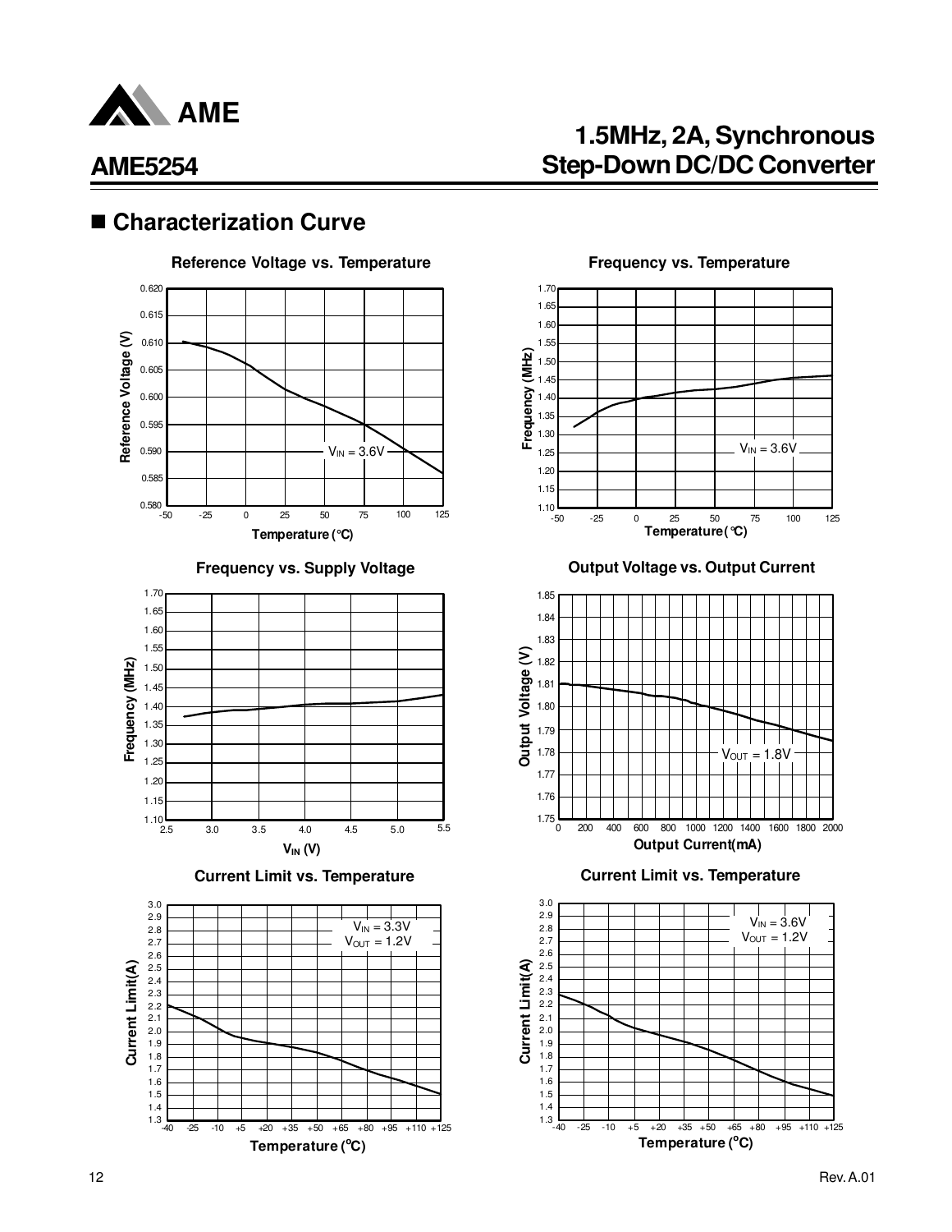## ■ Characterization Curve

**Reference Voltage vs. Temperature**

Reference Voltage (V): 0.580, 0.585, 0.590, 0.595, 0.600, 0.605, 0.610, 0.615, 0.620

Temperature (°C): -50, -25, 0, 25, 50, 75, 100, 125

$V_{IN}$ = 3.6V

**Frequency vs. Temperature**

Frequency (MHz): 1.10, 1.15, 1.20, 1.25, 1.30, 1.35, 1.40, 1.45, 1.50, 1.55, 1.60, 1.65, 1.70

Temperature (°C): -50, -25, 0, 25, 50, 75, 100, 125

$V_{IN}$ = 3.6V

**Frequency vs. Supply Voltage**

Frequency (MHz): 1.10, 1.15, 1.20, 1.25, 1.30, 1.35, 1.40, 1.45, 1.50, 1.55, 1.60, 1.65, 1.70

$V_{IN}$ (V): 2.5, 3.0, 3.5, 4.0, 4.5, 5.0, 5.5

**Output Voltage vs. Output Current**

Output Voltage (V): 1.75, 1.76, 1.77, 1.78, 1.79, 1.80, 1.81, 1.82, 1.83, 1.84, 1.85

Output Current(mA): 0, 200, 400, 600, 800, 1000, 1200, 1400, 1600, 1800, 2000

$V_{OUT}$ = 1.8V

**Current Limit vs. Temperature**

Current Limit(A): 1.3, 1.4, 1.5, 1.6, 1.7, 1.8, 1.9, 2.0, 2.1, 2.2, 2.3, 2.4, 2.5, 2.6, 2.7, 2.8, 2.9, 3.0

Temperature (°C): -40, -25, -10, +5, +20, +35, +50, +65, +80, +95, +110, +125

$V_{IN}$ = 3.3V
$V_{OUT}$ = 1.2V

**Current Limit vs. Temperature**

Current Limit(A): 1.3, 1.4, 1.5, 1.6, 1.7, 1.8, 1.9, 2.0, 2.1, 2.2, 2.3, 2.4, 2.5, 2.6, 2.7, 2.8, 2.9, 3.0

Temperature (°C): -40, -25, -10, +5, +20, +35, +50, +65, +80, +95, +110, +125

$V_{IN}$ = 3.6V
$V_{OUT}$ = 1.2V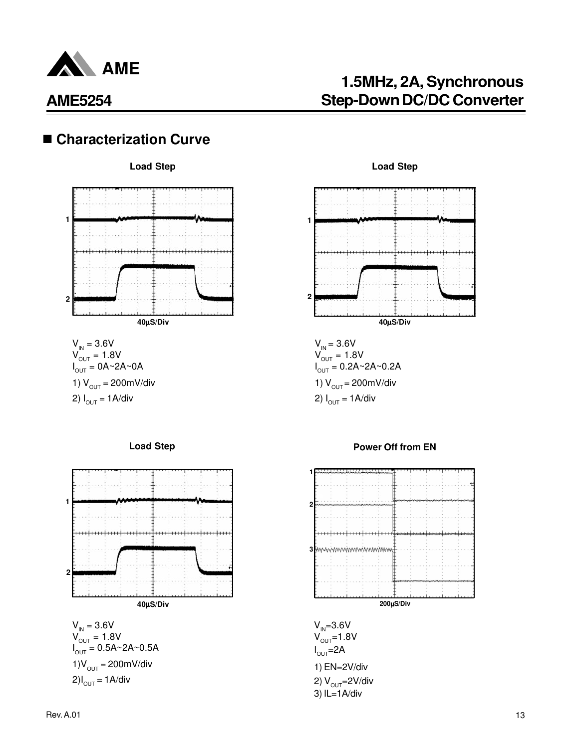## ■ Characterization Curve

**Load Step**

40µS/Div

$V_{IN}$ = 3.6V
$V_{OUT}$ = 1.8V
$I_{OUT}$ = 0A~2A~0A

1) $V_{OUT}$ = 200mV/div

2) $I_{OUT}$ = 1A/div

**Load Step**

40µS/Div

$V_{IN}$ = 3.6V
$V_{OUT}$ = 1.8V
$I_{OUT}$ = 0.2A~2A~0.2A

1) $V_{OUT}$ = 200mV/div

2) $I_{OUT}$ = 1A/div

**Load Step**

40µS/Div

$V_{IN}$ = 3.6V
$V_{OUT}$ = 1.8V
$I_{OUT}$ = 0.5A~2A~0.5A

1) $V_{OUT}$ = 200mV/div

2) $I_{OUT}$ = 1A/div

**Power Off from EN**

200µS/Div

$V_{IN}$=3.6V
$V_{OUT}$=1.8V
$I_{OUT}$=2A

1) EN=2V/div

2) $V_{OUT}$=2V/div

3) IL=1A/div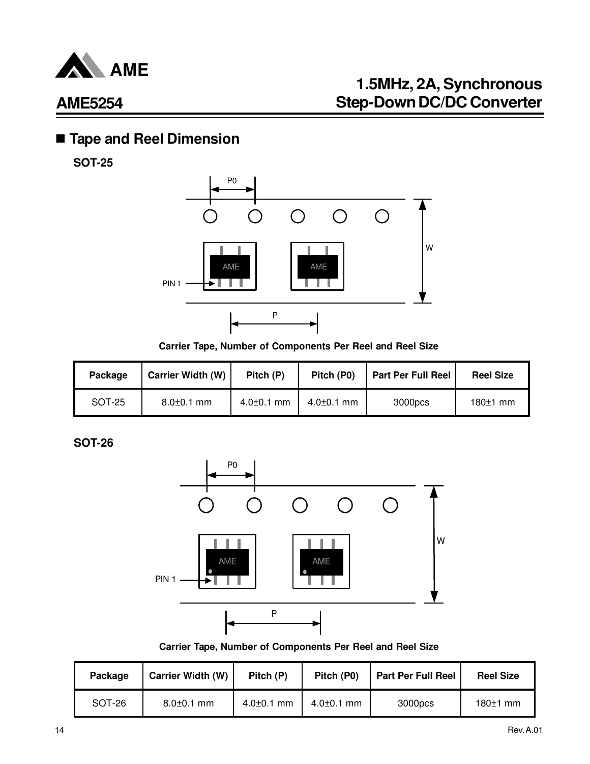## Tape and Reel Dimension

**SOT-25**

**Carrier Tape, Number of Components Per Reel and Reel Size**

| Package | Carrier Width (W) | Pitch (P) | Pitch (P0) | Part Per Full Reel | Reel Size |
|---|---|---|---|---|---|
| SOT-25 | 8.0±0.1 mm | 4.0±0.1 mm | 4.0±0.1 mm | 3000pcs | 180±1 mm |

**SOT-26**

**Carrier Tape, Number of Components Per Reel and Reel Size**

| Package | Carrier Width (W) | Pitch (P) | Pitch (P0) | Part Per Full Reel | Reel Size |
|---|---|---|---|---|---|
| SOT-26 | 8.0±0.1 mm | 4.0±0.1 mm | 4.0±0.1 mm | 3000pcs | 180±1 mm |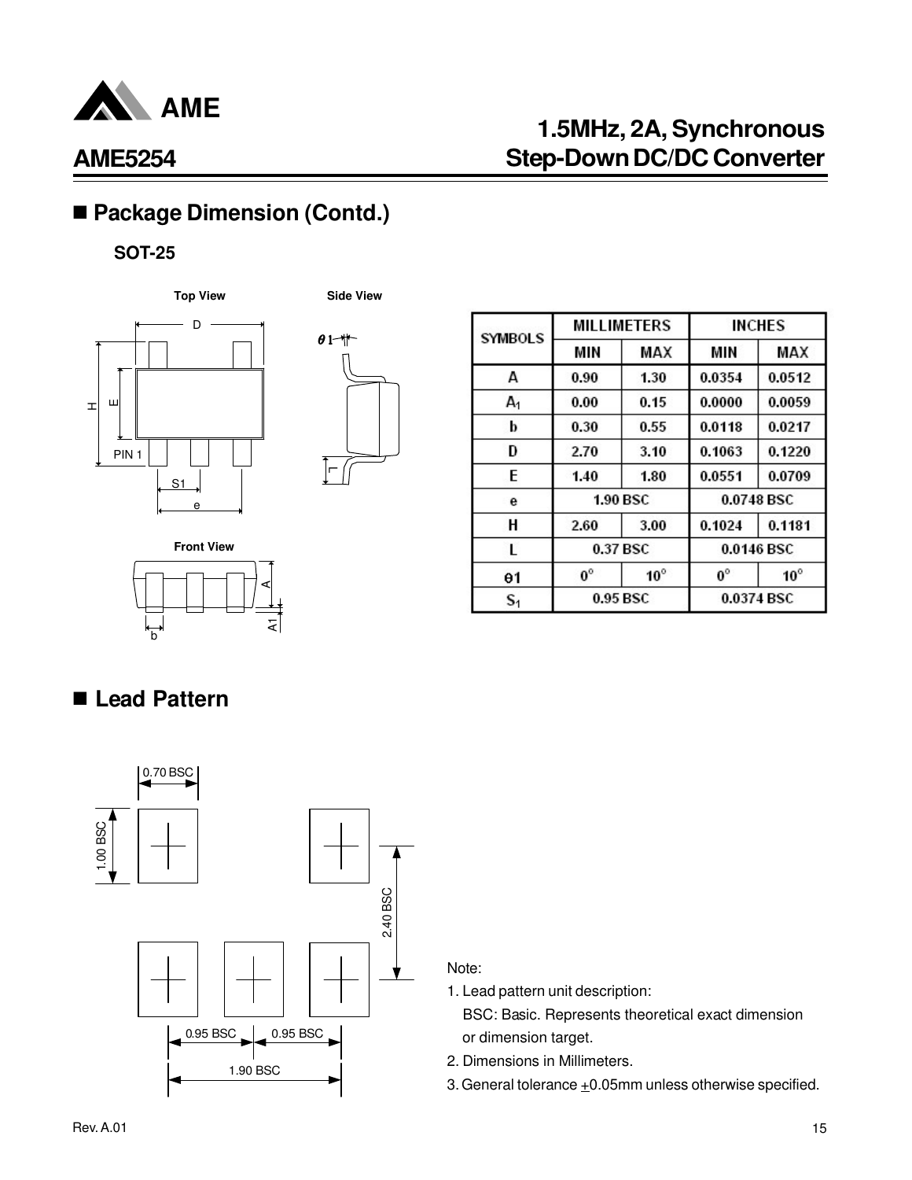## ■ Package Dimension (Contd.)

### SOT-25

| SYMBOLS | MILLIMETERS | | INCHES | |
|---|---|---|---|---|
| | MIN | MAX | MIN | MAX |
| A | 0.90 | 1.30 | 0.0354 | 0.0512 |
| $A_1$ | 0.00 | 0.15 | 0.0000 | 0.0059 |
| b | 0.30 | 0.55 | 0.0118 | 0.0217 |
| D | 2.70 | 3.10 | 0.1063 | 0.1220 |
| E | 1.40 | 1.80 | 0.0551 | 0.0709 |
| e | 1.90 BSC | | 0.0748 BSC | |
| H | 2.60 | 3.00 | 0.1024 | 0.1181 |
| L | 0.37 BSC | | 0.0146 BSC | |
| θ1 | 0° | 10° | 0° | 10° |
| $S_1$ | 0.95 BSC | | 0.0374 BSC | |

## ■ Lead Pattern

Note:

1. Lead pattern unit description:
   BSC: Basic. Represents theoretical exact dimension or dimension target.
2. Dimensions in Millimeters.
3. General tolerance ±0.05mm unless otherwise specified.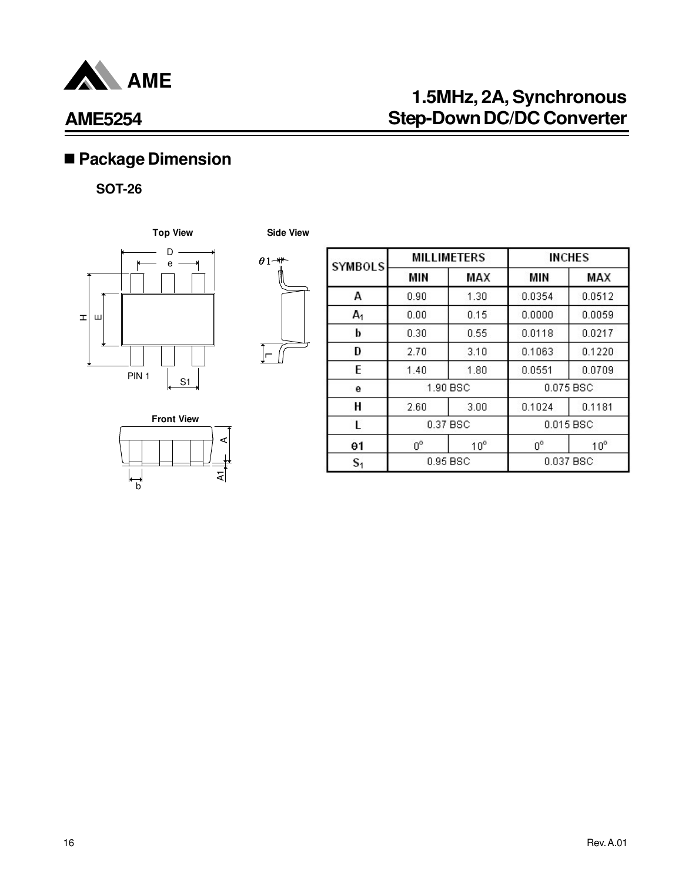## ■ Package Dimension

### SOT-26

Top View

Side View

Front View

| SYMBOLS | MILLIMETERS | | INCHES | |
|---|---|---|---|---|
| | MIN | MAX | MIN | MAX |
| A | 0.90 | 1.30 | 0.0354 | 0.0512 |
| $A_1$ | 0.00 | 0.15 | 0.0000 | 0.0059 |
| b | 0.30 | 0.55 | 0.0118 | 0.0217 |
| D | 2.70 | 3.10 | 0.1063 | 0.1220 |
| E | 1.40 | 1.80 | 0.0551 | 0.0709 |
| e | 1.90 BSC | | 0.075 BSC | |
| H | 2.60 | 3.00 | 0.1024 | 0.1181 |
| L | 0.37 BSC | | 0.015 BSC | |
| θ1 | 0° | 10° | 0° | 10° |
| $S_1$ | 0.95 BSC | | 0.037 BSC | |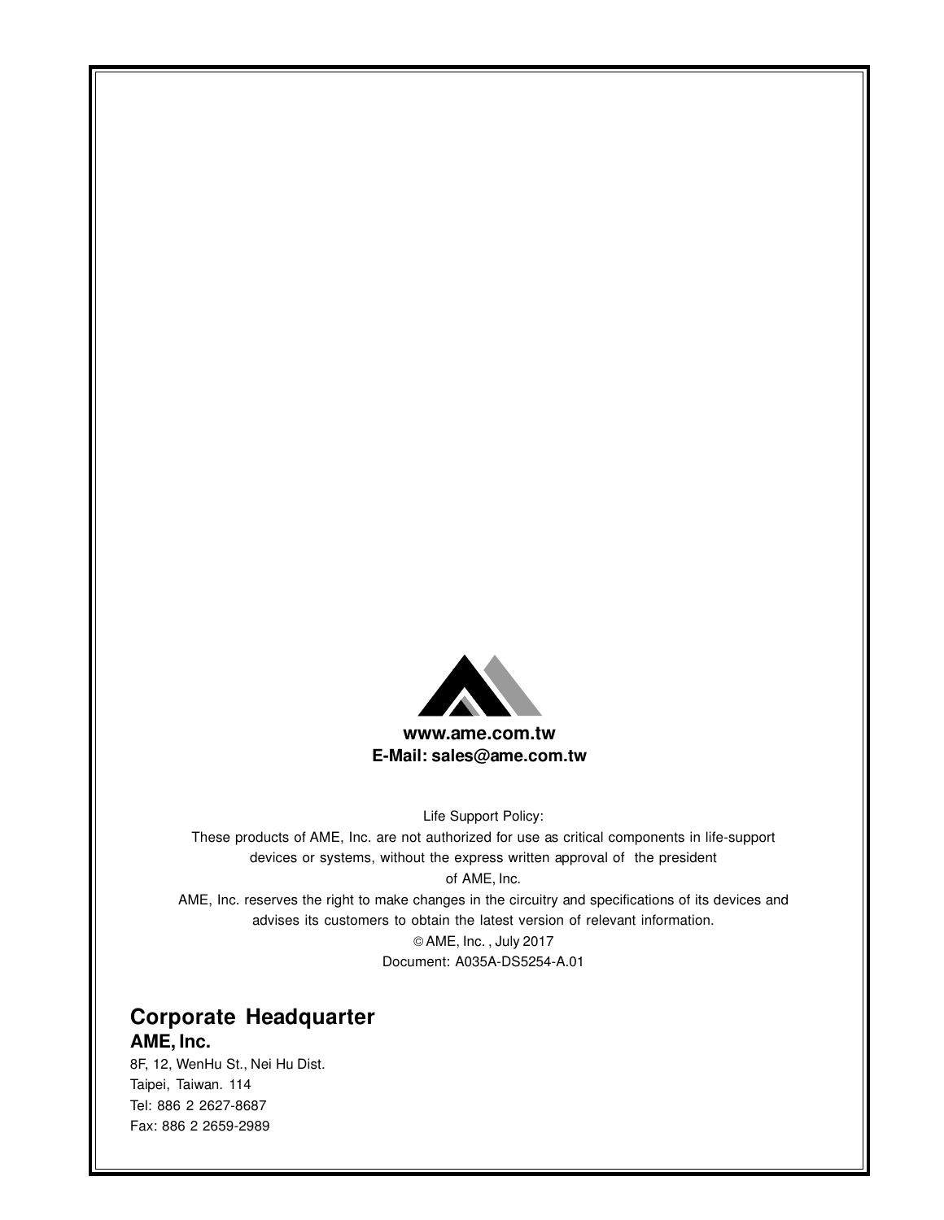**www.ame.com.tw**
**E-Mail: sales@ame.com.tw**

Life Support Policy:
These products of AME, Inc. are not authorized for use as critical components in life-support devices or systems, without the express written approval of the president of AME, Inc.
AME, Inc. reserves the right to make changes in the circuitry and specifications of its devices and advises its customers to obtain the latest version of relevant information.
© AME, Inc. , July 2017
Document: A035A-DS5254-A.01

## Corporate Headquarter

**AME, Inc.**

8F, 12, WenHu St., Nei Hu Dist.
Taipei, Taiwan. 114
Tel: 886 2 2627-8687
Fax: 886 2 2659-2989